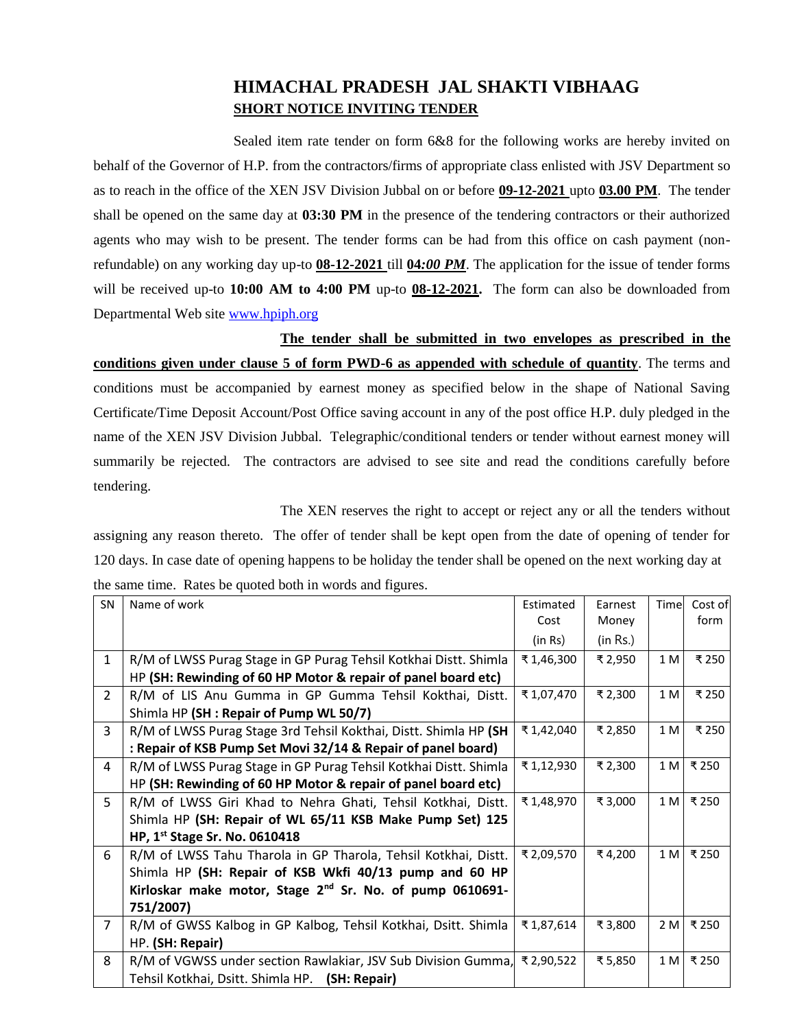# HIMACHAL PRADESH JAL SHAKTI VIBHAAG

## SHORT NOTICE INVITING TENDER

Sealed item rate tender on form 6&8 for the following works are hereby invited on behalf of the Governor of H.P. from the contractors/firms of appropriate class enlisted with JSV Department so as to reach in the office of the XEN JSV Division Jubbal on or before **09-12-2021** upto **03.00 PM**. The tender shall be opened on the same day at **03:30 PM** in the presence of the tendering contractors or their authorized agents who may wish to be present. The tender forms can be had from this office on cash payment (non-refundable) on any working day up-to **08-12-2021** till ***04:00 PM***. The application for the issue of tender forms will be received up-to **10:00 AM to 4:00 PM** up-to **08-12-2021.** The form can also be downloaded from Departmental Web site www.hpiph.org

**The tender shall be submitted in two envelopes as prescribed in the conditions given under clause 5 of form PWD-6 as appended with schedule of quantity**. The terms and conditions must be accompanied by earnest money as specified below in the shape of National Saving Certificate/Time Deposit Account/Post Office saving account in any of the post office H.P. duly pledged in the name of the XEN JSV Division Jubbal. Telegraphic/conditional tenders or tender without earnest money will summarily be rejected. The contractors are advised to see site and read the conditions carefully before tendering.

The XEN reserves the right to accept or reject any or all the tenders without assigning any reason thereto. The offer of tender shall be kept open from the date of opening of tender for 120 days. In case date of opening happens to be holiday the tender shall be opened on the next working day at the same time. Rates be quoted both in words and figures.

| SN | Name of work | Estimated Cost (in Rs) | Earnest Money (in Rs.) | Time | Cost of form |
|---|---|---|---|---|---|
| 1 | R/M of LWSS Purag Stage in GP Purag Tehsil Kotkhai Distt. Shimla HP **(SH: Rewinding of 60 HP Motor & repair of panel board etc)** | ₹ 1,46,300 | ₹ 2,950 | 1 M | ₹ 250 |
| 2 | R/M of LIS Anu Gumma in GP Gumma Tehsil Kokthai, Distt. Shimla HP **(SH : Repair of Pump WL 50/7)** | ₹ 1,07,470 | ₹ 2,300 | 1 M | ₹ 250 |
| 3 | R/M of LWSS Purag Stage 3rd Tehsil Kokthai, Distt. Shimla HP **(SH : Repair of KSB Pump Set Movi 32/14 & Repair of panel board)** | ₹ 1,42,040 | ₹ 2,850 | 1 M | ₹ 250 |
| 4 | R/M of LWSS Purag Stage in GP Purag Tehsil Kotkhai Distt. Shimla HP **(SH: Rewinding of 60 HP Motor & repair of panel board etc)** | ₹ 1,12,930 | ₹ 2,300 | 1 M | ₹ 250 |
| 5 | R/M of LWSS Giri Khad to Nehra Ghati, Tehsil Kotkhai, Distt. Shimla HP **(SH: Repair of WL 65/11 KSB Make Pump Set) 125 HP, 1st Stage Sr. No. 0610418** | ₹ 1,48,970 | ₹ 3,000 | 1 M | ₹ 250 |
| 6 | R/M of LWSS Tahu Tharola in GP Tharola, Tehsil Kotkhai, Distt. Shimla HP **(SH: Repair of KSB Wkfi 40/13 pump and 60 HP Kirloskar make motor, Stage 2nd Sr. No. of pump 0610691-751/2007)** | ₹ 2,09,570 | ₹ 4,200 | 1 M | ₹ 250 |
| 7 | R/M of GWSS Kalbog in GP Kalbog, Tehsil Kotkhai, Dsitt. Shimla HP. **(SH: Repair)** | ₹ 1,87,614 | ₹ 3,800 | 2 M | ₹ 250 |
| 8 | R/M of VGWSS under section Rawlakiar, JSV Sub Division Gumma, Tehsil Kotkhai, Dsitt. Shimla HP. **(SH: Repair)** | ₹ 2,90,522 | ₹ 5,850 | 1 M | ₹ 250 |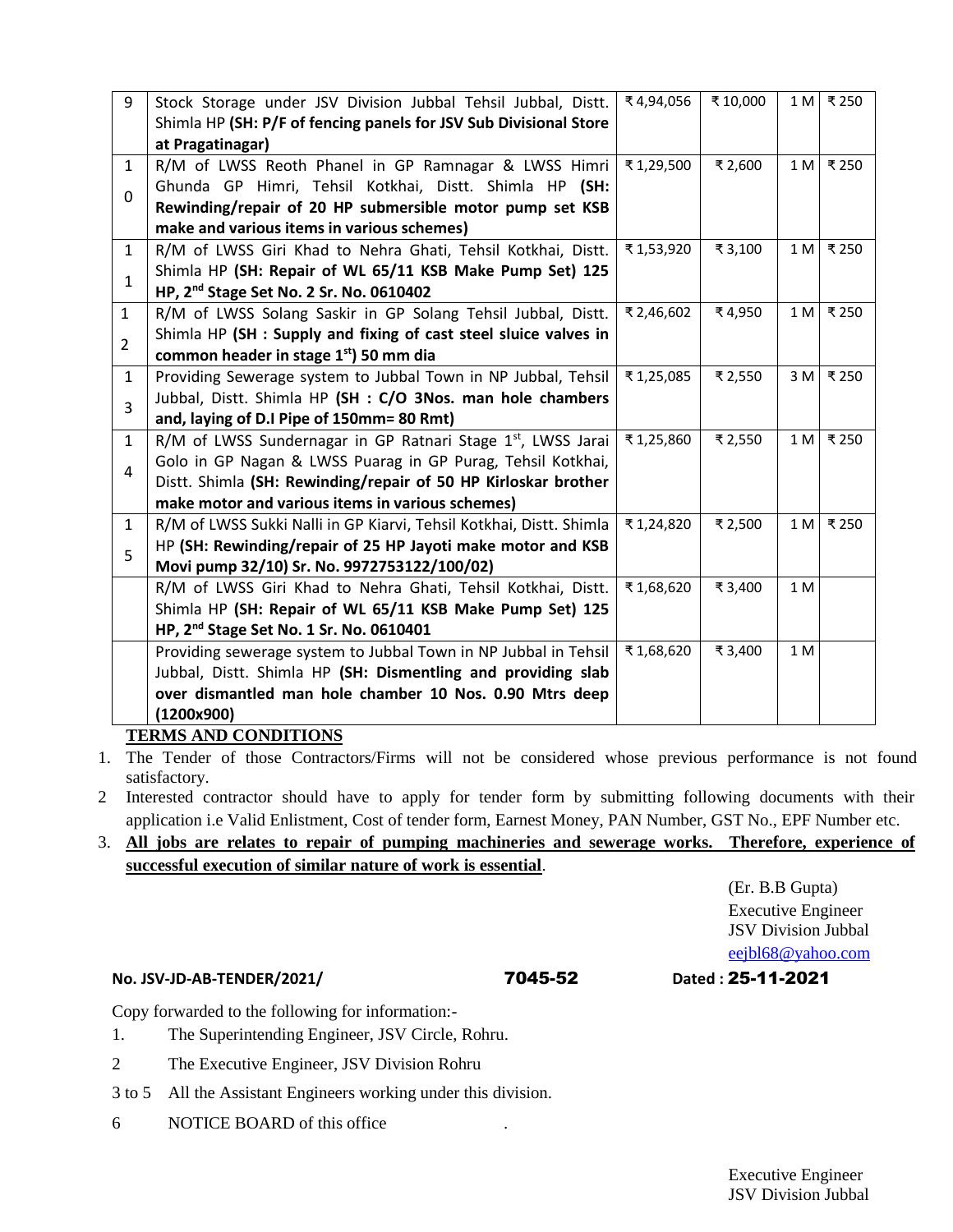| | | | | | |
|---|---|---|---|---|---|
| 9 | Stock Storage under JSV Division Jubbal Tehsil Jubbal, Distt. Shimla HP **(SH: P/F of fencing panels for JSV Sub Divisional Store at Pragatinagar)** | ₹ 4,94,056 | ₹ 10,000 | 1 M | ₹ 250 |
| 10 | R/M of LWSS Reoth Phanel in GP Ramnagar & LWSS Himri Ghunda GP Himri, Tehsil Kotkhai, Distt. Shimla HP **(SH: Rewinding/repair of 20 HP submersible motor pump set KSB make and various items in various schemes)** | ₹ 1,29,500 | ₹ 2,600 | 1 M | ₹ 250 |
| 11 | R/M of LWSS Giri Khad to Nehra Ghati, Tehsil Kotkhai, Distt. Shimla HP **(SH: Repair of WL 65/11 KSB Make Pump Set) 125 HP, 2nd Stage Set No. 2 Sr. No. 0610402** | ₹ 1,53,920 | ₹ 3,100 | 1 M | ₹ 250 |
| 12 | R/M of LWSS Solang Saskir in GP Solang Tehsil Jubbal, Distt. Shimla HP **(SH : Supply and fixing of cast steel sluice valves in common header in stage 1st) 50 mm dia** | ₹ 2,46,602 | ₹ 4,950 | 1 M | ₹ 250 |
| 13 | Providing Sewerage system to Jubbal Town in NP Jubbal, Tehsil Jubbal, Distt. Shimla HP **(SH : C/O 3Nos. man hole chambers and, laying of D.I Pipe of 150mm= 80 Rmt)** | ₹ 1,25,085 | ₹ 2,550 | 3 M | ₹ 250 |
| 14 | R/M of LWSS Sundernagar in GP Ratnari Stage 1st, LWSS Jarai Golo in GP Nagan & LWSS Puarag in GP Purag, Tehsil Kotkhai, Distt. Shimla **(SH: Rewinding/repair of 50 HP Kirloskar brother make motor and various items in various schemes)** | ₹ 1,25,860 | ₹ 2,550 | 1 M | ₹ 250 |
| 15 | R/M of LWSS Sukki Nalli in GP Kiarvi, Tehsil Kotkhai, Distt. Shimla HP **(SH: Rewinding/repair of 25 HP Jayoti make motor and KSB Movi pump 32/10) Sr. No. 9972753122/100/02)** | ₹ 1,24,820 | ₹ 2,500 | 1 M | ₹ 250 |
| | R/M of LWSS Giri Khad to Nehra Ghati, Tehsil Kotkhai, Distt. Shimla HP **(SH: Repair of WL 65/11 KSB Make Pump Set) 125 HP, 2nd Stage Set No. 1 Sr. No. 0610401** | ₹ 1,68,620 | ₹ 3,400 | 1 M | |
| | Providing sewerage system to Jubbal Town in NP Jubbal in Tehsil Jubbal, Distt. Shimla HP **(SH: Dismentling and providing slab over dismantled man hole chamber 10 Nos. 0.90 Mtrs deep (1200x900)** | ₹ 1,68,620 | ₹ 3,400 | 1 M | |

**TERMS AND CONDITIONS**

1. The Tender of those Contractors/Firms will not be considered whose previous performance is not found satisfactory.
2. Interested contractor should have to apply for tender form by submitting following documents with their application i.e Valid Enlistment, Cost of tender form, Earnest Money, PAN Number, GST No., EPF Number etc.
3. **All jobs are relates to repair of pumping machineries and sewerage works. Therefore, experience of successful execution of similar nature of work is essential**.

(Er. B.B Gupta)
Executive Engineer
JSV Division Jubbal
eejbl68@yahoo.com

**No. JSV-JD-AB-TENDER/2021/** **7045-52** **Dated : 25-11-2021**

Copy forwarded to the following for information:-

1. The Superintending Engineer, JSV Circle, Rohru.
2. The Executive Engineer, JSV Division Rohru
3 to 5 All the Assistant Engineers working under this division.
6 NOTICE BOARD of this office .

Executive Engineer
JSV Division Jubbal